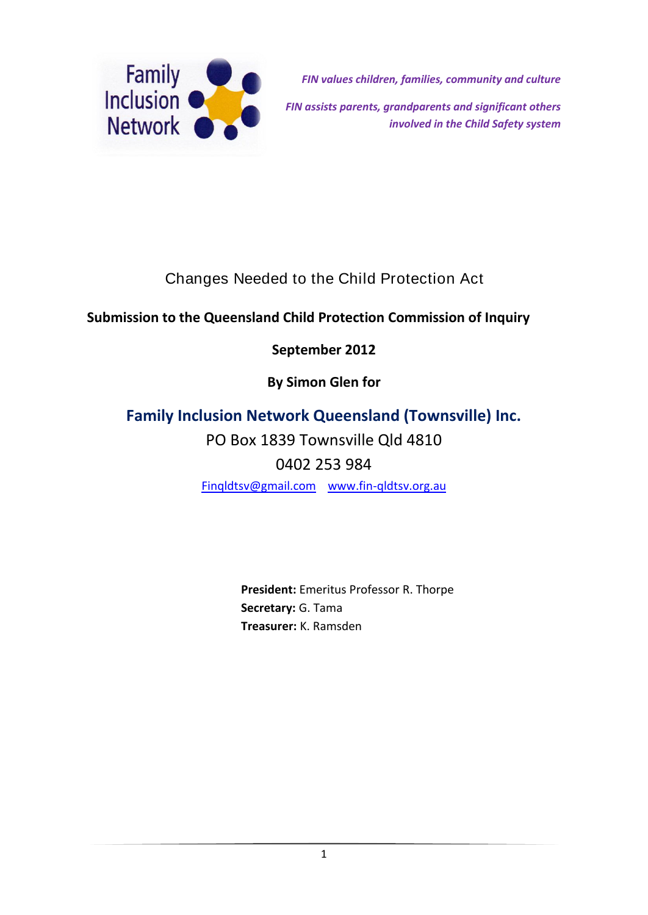Family Inclusion Network

*FIN values children, families, community and culture*

*FIN assists parents, grandparents and significant others involved in the Child Safety system*

# Changes Needed to the Child Protection Act

**Submission to the Queensland Child Protection Commission of Inquiry**

**September 2012**

**By Simon Glen for**

## Family Inclusion Network Queensland (Townsville) Inc.

PO Box 1839 Townsville Qld 4810

0402 253 984

[Finqldtsv@gmail.com](mailto:Finqldtsv@gmail.com) [www.fin-qldtsv.org.au](http://www.fin-qldtsv.org.au)

**President:** Emeritus Professor R. Thorpe
**Secretary:** G. Tama
**Treasurer:** K. Ramsden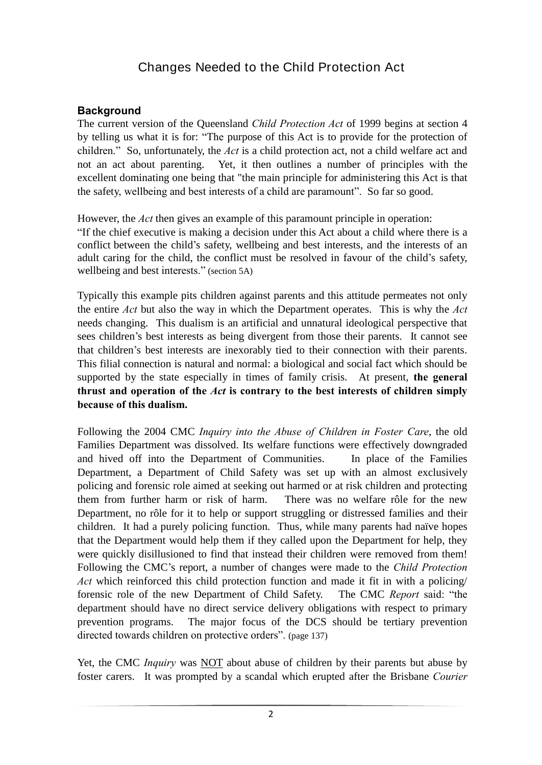## Changes Needed to the Child Protection Act

### Background

The current version of the Queensland *Child Protection Act* of 1999 begins at section 4 by telling us what it is for: "The purpose of this Act is to provide for the protection of children." So, unfortunately, the *Act* is a child protection act, not a child welfare act and not an act about parenting. Yet, it then outlines a number of principles with the excellent dominating one being that "the main principle for administering this Act is that the safety, wellbeing and best interests of a child are paramount". So far so good.

However, the *Act* then gives an example of this paramount principle in operation:
"If the chief executive is making a decision under this Act about a child where there is a conflict between the child's safety, wellbeing and best interests, and the interests of an adult caring for the child, the conflict must be resolved in favour of the child's safety, wellbeing and best interests." (section 5A)

Typically this example pits children against parents and this attitude permeates not only the entire *Act* but also the way in which the Department operates. This is why the *Act* needs changing. This dualism is an artificial and unnatural ideological perspective that sees children's best interests as being divergent from those their parents. It cannot see that children's best interests are inexorably tied to their connection with their parents. This filial connection is natural and normal: a biological and social fact which should be supported by the state especially in times of family crisis. At present, **the general thrust and operation of the *Act* is contrary to the best interests of children simply because of this dualism.**

Following the 2004 CMC *Inquiry into the Abuse of Children in Foster Care*, the old Families Department was dissolved. Its welfare functions were effectively downgraded and hived off into the Department of Communities. In place of the Families Department, a Department of Child Safety was set up with an almost exclusively policing and forensic role aimed at seeking out harmed or at risk children and protecting them from further harm or risk of harm. There was no welfare rôle for the new Department, no rôle for it to help or support struggling or distressed families and their children. It had a purely policing function. Thus, while many parents had naïve hopes that the Department would help them if they called upon the Department for help, they were quickly disillusioned to find that instead their children were removed from them! Following the CMC's report, a number of changes were made to the *Child Protection Act* which reinforced this child protection function and made it fit in with a policing/ forensic role of the new Department of Child Safety. The CMC *Report* said: "the department should have no direct service delivery obligations with respect to primary prevention programs. The major focus of the DCS should be tertiary prevention directed towards children on protective orders". (page 137)

Yet, the CMC *Inquiry* was <u>NOT</u> about abuse of children by their parents but abuse by foster carers. It was prompted by a scandal which erupted after the Brisbane *Courier*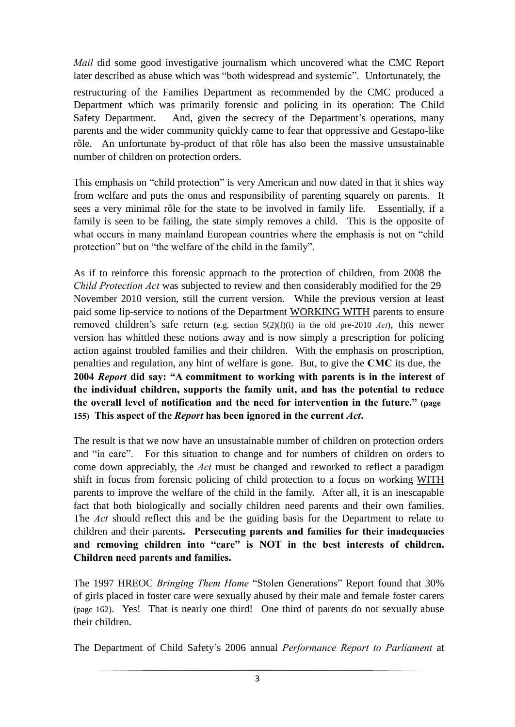*Mail* did some good investigative journalism which uncovered what the CMC Report later described as abuse which was "both widespread and systemic". Unfortunately, the restructuring of the Families Department as recommended by the CMC produced a Department which was primarily forensic and policing in its operation: The Child Safety Department. And, given the secrecy of the Department's operations, many parents and the wider community quickly came to fear that oppressive and Gestapo-like rôle. An unfortunate by-product of that rôle has also been the massive unsustainable number of children on protection orders.

This emphasis on "child protection" is very American and now dated in that it shies way from welfare and puts the onus and responsibility of parenting squarely on parents. It sees a very minimal rôle for the state to be involved in family life. Essentially, if a family is seen to be failing, the state simply removes a child. This is the opposite of what occurs in many mainland European countries where the emphasis is not on "child protection" but on "the welfare of the child in the family".

As if to reinforce this forensic approach to the protection of children, from 2008 the *Child Protection Act* was subjected to review and then considerably modified for the 29 November 2010 version, still the current version. While the previous version at least paid some lip-service to notions of the Department <u>WORKING WITH</u> parents to ensure removed children's safe return (e.g. section 5(2)(f)(i) in the old pre-2010 *Act*), this newer version has whittled these notions away and is now simply a prescription for policing action against troubled families and their children. With the emphasis on proscription, penalties and regulation, any hint of welfare is gone. But, to give the **CMC** its due, the **2004 *Report* did say: "A commitment to working with parents is in the interest of the individual children, supports the family unit, and has the potential to reduce the overall level of notification and the need for intervention in the future." (page 155) This aspect of the *Report* has been ignored in the current *Act*.**

The result is that we now have an unsustainable number of children on protection orders and "in care". For this situation to change and for numbers of children on orders to come down appreciably, the *Act* must be changed and reworked to reflect a paradigm shift in focus from forensic policing of child protection to a focus on working <u>WITH</u> parents to improve the welfare of the child in the family. After all, it is an inescapable fact that both biologically and socially children need parents and their own families. The *Act* should reflect this and be the guiding basis for the Department to relate to children and their parents. **Persecuting parents and families for their inadequacies and removing children into "care" is NOT in the best interests of children. Children need parents and families.**

The 1997 HREOC *Bringing Them Home* "Stolen Generations" Report found that 30% of girls placed in foster care were sexually abused by their male and female foster carers (page 162). Yes! That is nearly one third! One third of parents do not sexually abuse their children.

The Department of Child Safety's 2006 annual *Performance Report to Parliament* at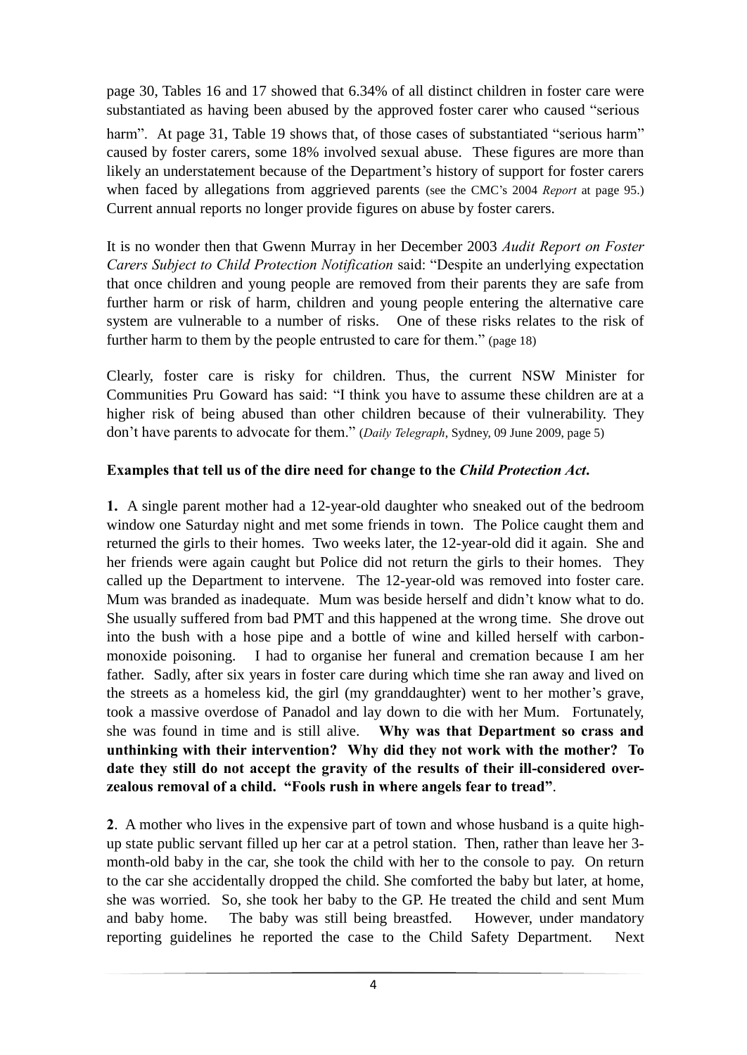page 30, Tables 16 and 17 showed that 6.34% of all distinct children in foster care were substantiated as having been abused by the approved foster carer who caused "serious harm". At page 31, Table 19 shows that, of those cases of substantiated "serious harm" caused by foster carers, some 18% involved sexual abuse. These figures are more than likely an understatement because of the Department's history of support for foster carers when faced by allegations from aggrieved parents (see the CMC's 2004 *Report* at page 95.) Current annual reports no longer provide figures on abuse by foster carers.

It is no wonder then that Gwenn Murray in her December 2003 *Audit Report on Foster Carers Subject to Child Protection Notification* said: "Despite an underlying expectation that once children and young people are removed from their parents they are safe from further harm or risk of harm, children and young people entering the alternative care system are vulnerable to a number of risks. One of these risks relates to the risk of further harm to them by the people entrusted to care for them." (page 18)

Clearly, foster care is risky for children. Thus, the current NSW Minister for Communities Pru Goward has said: "I think you have to assume these children are at a higher risk of being abused than other children because of their vulnerability. They don't have parents to advocate for them." (*Daily Telegraph*, Sydney, 09 June 2009, page 5)

**Examples that tell us of the dire need for change to the *Child Protection Act*.**

**1.** A single parent mother had a 12-year-old daughter who sneaked out of the bedroom window one Saturday night and met some friends in town. The Police caught them and returned the girls to their homes. Two weeks later, the 12-year-old did it again. She and her friends were again caught but Police did not return the girls to their homes. They called up the Department to intervene. The 12-year-old was removed into foster care. Mum was branded as inadequate. Mum was beside herself and didn't know what to do. She usually suffered from bad PMT and this happened at the wrong time. She drove out into the bush with a hose pipe and a bottle of wine and killed herself with carbon-monoxide poisoning. I had to organise her funeral and cremation because I am her father. Sadly, after six years in foster care during which time she ran away and lived on the streets as a homeless kid, the girl (my granddaughter) went to her mother's grave, took a massive overdose of Panadol and lay down to die with her Mum. Fortunately, she was found in time and is still alive. **Why was that Department so crass and unthinking with their intervention? Why did they not work with the mother? To date they still do not accept the gravity of the results of their ill-considered over-zealous removal of a child. "Fools rush in where angels fear to tread"**.

**2**. A mother who lives in the expensive part of town and whose husband is a quite high-up state public servant filled up her car at a petrol station. Then, rather than leave her 3-month-old baby in the car, she took the child with her to the console to pay. On return to the car she accidentally dropped the child. She comforted the baby but later, at home, she was worried. So, she took her baby to the GP. He treated the child and sent Mum and baby home. The baby was still being breastfed. However, under mandatory reporting guidelines he reported the case to the Child Safety Department. Next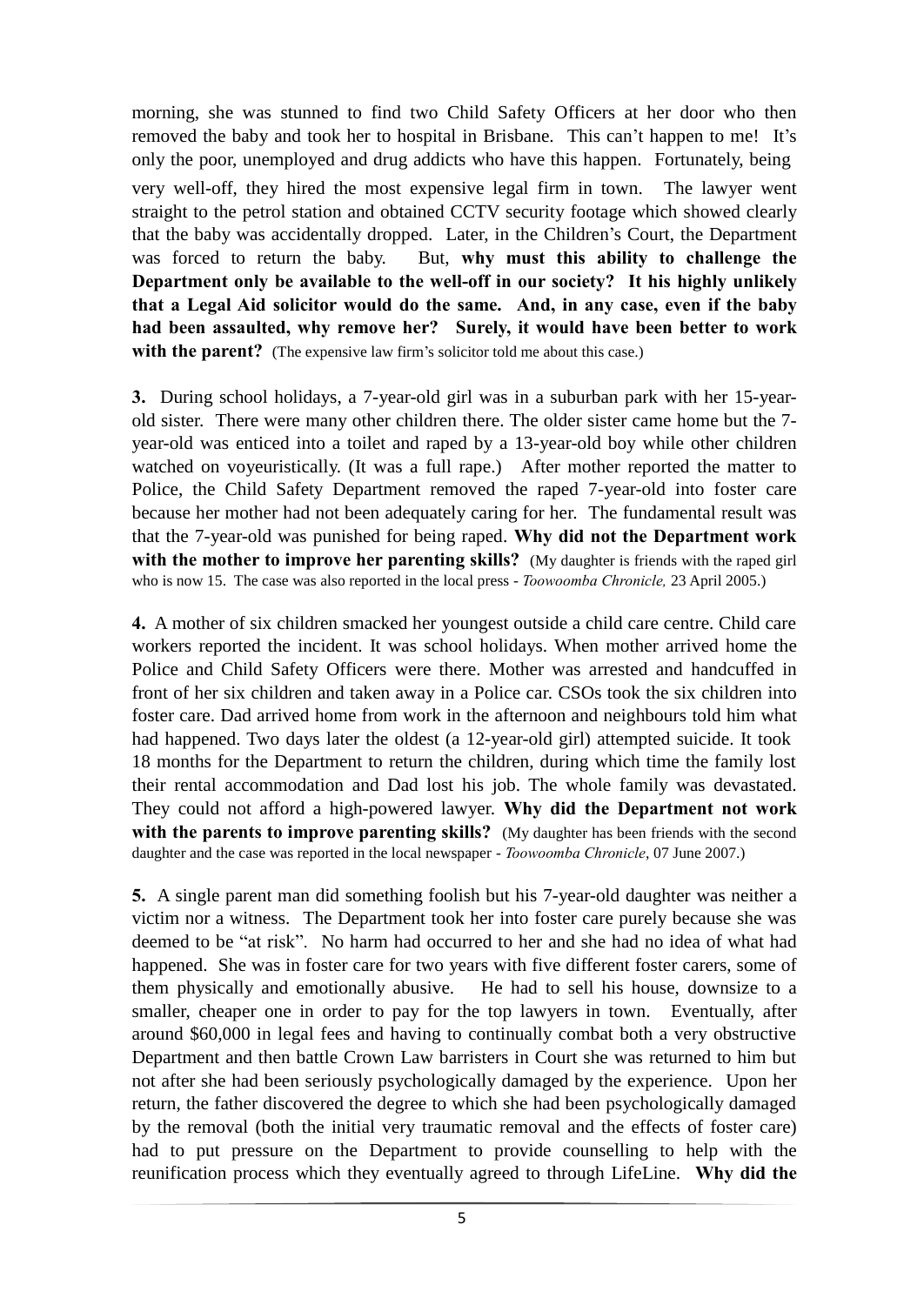morning, she was stunned to find two Child Safety Officers at her door who then removed the baby and took her to hospital in Brisbane. This can't happen to me! It's only the poor, unemployed and drug addicts who have this happen. Fortunately, being very well-off, they hired the most expensive legal firm in town. The lawyer went straight to the petrol station and obtained CCTV security footage which showed clearly that the baby was accidentally dropped. Later, in the Children's Court, the Department was forced to return the baby. But, **why must this ability to challenge the Department only be available to the well-off in our society? It his highly unlikely that a Legal Aid solicitor would do the same. And, in any case, even if the baby had been assaulted, why remove her? Surely, it would have been better to work with the parent?** (The expensive law firm's solicitor told me about this case.)

**3.** During school holidays, a 7-year-old girl was in a suburban park with her 15-year-old sister. There were many other children there. The older sister came home but the 7-year-old was enticed into a toilet and raped by a 13-year-old boy while other children watched on voyeuristically. (It was a full rape.) After mother reported the matter to Police, the Child Safety Department removed the raped 7-year-old into foster care because her mother had not been adequately caring for her. The fundamental result was that the 7-year-old was punished for being raped. **Why did not the Department work with the mother to improve her parenting skills?** (My daughter is friends with the raped girl who is now 15. The case was also reported in the local press - *Toowoomba Chronicle,* 23 April 2005.)

**4.** A mother of six children smacked her youngest outside a child care centre. Child care workers reported the incident. It was school holidays. When mother arrived home the Police and Child Safety Officers were there. Mother was arrested and handcuffed in front of her six children and taken away in a Police car. CSOs took the six children into foster care. Dad arrived home from work in the afternoon and neighbours told him what had happened. Two days later the oldest (a 12-year-old girl) attempted suicide. It took 18 months for the Department to return the children, during which time the family lost their rental accommodation and Dad lost his job. The whole family was devastated. They could not afford a high-powered lawyer. **Why did the Department not work with the parents to improve parenting skills?** (My daughter has been friends with the second daughter and the case was reported in the local newspaper - *Toowoomba Chronicle*, 07 June 2007.)

**5.** A single parent man did something foolish but his 7-year-old daughter was neither a victim nor a witness. The Department took her into foster care purely because she was deemed to be "at risk". No harm had occurred to her and she had no idea of what had happened. She was in foster care for two years with five different foster carers, some of them physically and emotionally abusive. He had to sell his house, downsize to a smaller, cheaper one in order to pay for the top lawyers in town. Eventually, after around $60,000 in legal fees and having to continually combat both a very obstructive Department and then battle Crown Law barristers in Court she was returned to him but not after she had been seriously psychologically damaged by the experience. Upon her return, the father discovered the degree to which she had been psychologically damaged by the removal (both the initial very traumatic removal and the effects of foster care) had to put pressure on the Department to provide counselling to help with the reunification process which they eventually agreed to through LifeLine. **Why did the**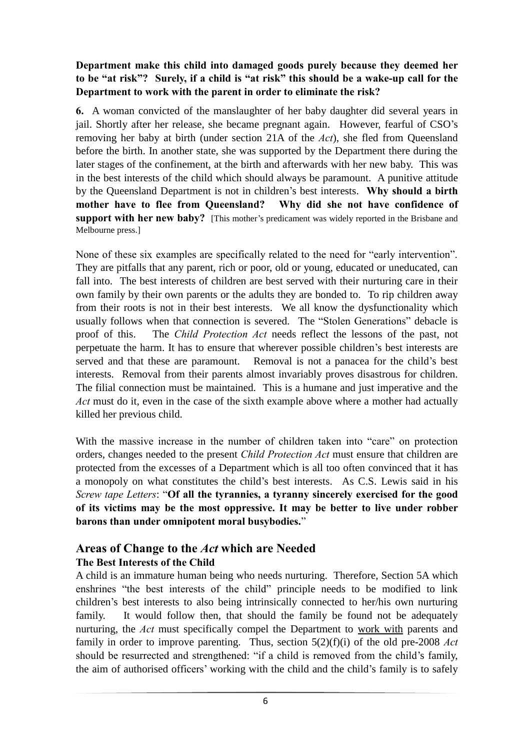**Department make this child into damaged goods purely because they deemed her to be "at risk"? Surely, if a child is "at risk" this should be a wake-up call for the Department to work with the parent in order to eliminate the risk?**

**6.** A woman convicted of the manslaughter of her baby daughter did several years in jail. Shortly after her release, she became pregnant again. However, fearful of CSO's removing her baby at birth (under section 21A of the *Act*), she fled from Queensland before the birth. In another state, she was supported by the Department there during the later stages of the confinement, at the birth and afterwards with her new baby. This was in the best interests of the child which should always be paramount. A punitive attitude by the Queensland Department is not in children's best interests. **Why should a birth mother have to flee from Queensland? Why did she not have confidence of support with her new baby?** [This mother's predicament was widely reported in the Brisbane and Melbourne press.]

None of these six examples are specifically related to the need for "early intervention". They are pitfalls that any parent, rich or poor, old or young, educated or uneducated, can fall into. The best interests of children are best served with their nurturing care in their own family by their own parents or the adults they are bonded to. To rip children away from their roots is not in their best interests. We all know the dysfunctionality which usually follows when that connection is severed. The "Stolen Generations" debacle is proof of this. The *Child Protection Act* needs reflect the lessons of the past, not perpetuate the harm. It has to ensure that wherever possible children's best interests are served and that these are paramount. Removal is not a panacea for the child's best interests. Removal from their parents almost invariably proves disastrous for children. The filial connection must be maintained. This is a humane and just imperative and the *Act* must do it, even in the case of the sixth example above where a mother had actually killed her previous child.

With the massive increase in the number of children taken into "care" on protection orders, changes needed to the present *Child Protection Act* must ensure that children are protected from the excesses of a Department which is all too often convinced that it has a monopoly on what constitutes the child's best interests. As C.S. Lewis said in his *Screw tape Letters*: "**Of all the tyrannies, a tyranny sincerely exercised for the good of its victims may be the most oppressive. It may be better to live under robber barons than under omnipotent moral busybodies.**"

## Areas of Change to the *Act* which are Needed

### The Best Interests of the Child

A child is an immature human being who needs nurturing. Therefore, Section 5A which enshrines "the best interests of the child" principle needs to be modified to link children's best interests to also being intrinsically connected to her/his own nurturing family. It would follow then, that should the family be found not be adequately nurturing, the *Act* must specifically compel the Department to <u>work with</u> parents and family in order to improve parenting. Thus, section 5(2)(f)(i) of the old pre-2008 *Act* should be resurrected and strengthened: "if a child is removed from the child's family, the aim of authorised officers' working with the child and the child's family is to safely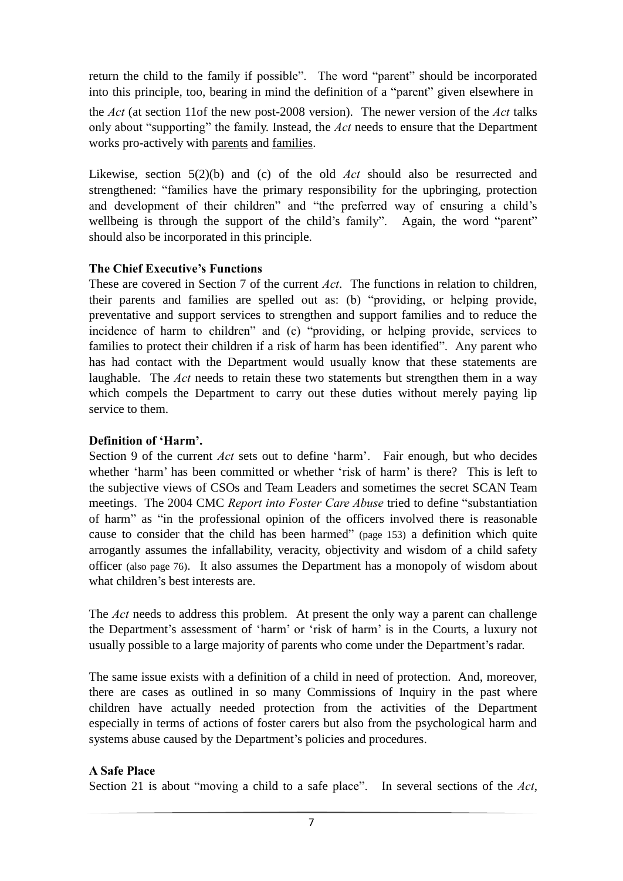return the child to the family if possible". The word "parent" should be incorporated into this principle, too, bearing in mind the definition of a "parent" given elsewhere in the *Act* (at section 11of the new post-2008 version). The newer version of the *Act* talks only about "supporting" the family. Instead, the *Act* needs to ensure that the Department works pro-actively with <u>parents</u> and <u>families</u>.

Likewise, section 5(2)(b) and (c) of the old *Act* should also be resurrected and strengthened: "families have the primary responsibility for the upbringing, protection and development of their children" and "the preferred way of ensuring a child's wellbeing is through the support of the child's family". Again, the word "parent" should also be incorporated in this principle.

**The Chief Executive's Functions**

These are covered in Section 7 of the current *Act*. The functions in relation to children, their parents and families are spelled out as: (b) "providing, or helping provide, preventative and support services to strengthen and support families and to reduce the incidence of harm to children" and (c) "providing, or helping provide, services to families to protect their children if a risk of harm has been identified". Any parent who has had contact with the Department would usually know that these statements are laughable. The *Act* needs to retain these two statements but strengthen them in a way which compels the Department to carry out these duties without merely paying lip service to them.

**Definition of 'Harm'.**

Section 9 of the current *Act* sets out to define 'harm'. Fair enough, but who decides whether 'harm' has been committed or whether 'risk of harm' is there? This is left to the subjective views of CSOs and Team Leaders and sometimes the secret SCAN Team meetings. The 2004 CMC *Report into Foster Care Abuse* tried to define "substantiation of harm" as "in the professional opinion of the officers involved there is reasonable cause to consider that the child has been harmed" (page 153) a definition which quite arrogantly assumes the infallability, veracity, objectivity and wisdom of a child safety officer (also page 76). It also assumes the Department has a monopoly of wisdom about what children's best interests are.

The *Act* needs to address this problem. At present the only way a parent can challenge the Department's assessment of 'harm' or 'risk of harm' is in the Courts, a luxury not usually possible to a large majority of parents who come under the Department's radar.

The same issue exists with a definition of a child in need of protection. And, moreover, there are cases as outlined in so many Commissions of Inquiry in the past where children have actually needed protection from the activities of the Department especially in terms of actions of foster carers but also from the psychological harm and systems abuse caused by the Department's policies and procedures.

**A Safe Place**

Section 21 is about "moving a child to a safe place". In several sections of the *Act*,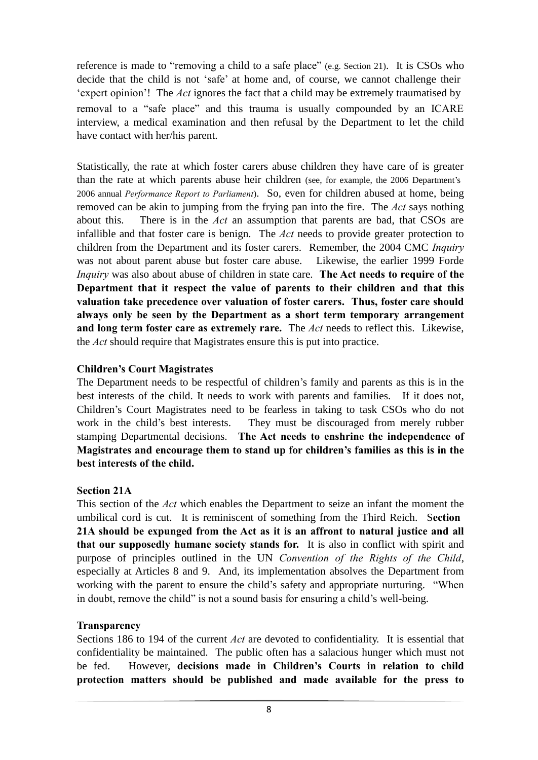reference is made to "removing a child to a safe place" (e.g. Section 21). It is CSOs who decide that the child is not 'safe' at home and, of course, we cannot challenge their 'expert opinion'! The *Act* ignores the fact that a child may be extremely traumatised by removal to a "safe place" and this trauma is usually compounded by an ICARE interview, a medical examination and then refusal by the Department to let the child have contact with her/his parent.

Statistically, the rate at which foster carers abuse children they have care of is greater than the rate at which parents abuse heir children (see, for example, the 2006 Department's 2006 annual *Performance Report to Parliament*). So, even for children abused at home, being removed can be akin to jumping from the frying pan into the fire. The *Act* says nothing about this. There is in the *Act* an assumption that parents are bad, that CSOs are infallible and that foster care is benign. The *Act* needs to provide greater protection to children from the Department and its foster carers. Remember, the 2004 CMC *Inquiry* was not about parent abuse but foster care abuse. Likewise, the earlier 1999 Forde *Inquiry* was also about abuse of children in state care. **The Act needs to require of the Department that it respect the value of parents to their children and that this valuation take precedence over valuation of foster carers. Thus, foster care should always only be seen by the Department as a short term temporary arrangement and long term foster care as extremely rare.** The *Act* needs to reflect this. Likewise, the *Act* should require that Magistrates ensure this is put into practice.

**Children's Court Magistrates**

The Department needs to be respectful of children's family and parents as this is in the best interests of the child. It needs to work with parents and families. If it does not, Children's Court Magistrates need to be fearless in taking to task CSOs who do not work in the child's best interests. They must be discouraged from merely rubber stamping Departmental decisions. **The Act needs to enshrine the independence of Magistrates and encourage them to stand up for children's families as this is in the best interests of the child.**

**Section 21A**

This section of the *Act* which enables the Department to seize an infant the moment the umbilical cord is cut. It is reminiscent of something from the Third Reich. **Section 21A should be expunged from the Act as it is an affront to natural justice and all that our supposedly humane society stands for.** It is also in conflict with spirit and purpose of principles outlined in the UN *Convention of the Rights of the Child*, especially at Articles 8 and 9. And, its implementation absolves the Department from working with the parent to ensure the child's safety and appropriate nurturing. "When in doubt, remove the child" is not a sound basis for ensuring a child's well-being.

**Transparency**

Sections 186 to 194 of the current *Act* are devoted to confidentiality. It is essential that confidentiality be maintained. The public often has a salacious hunger which must not be fed. However, **decisions made in Children's Courts in relation to child protection matters should be published and made available for the press to**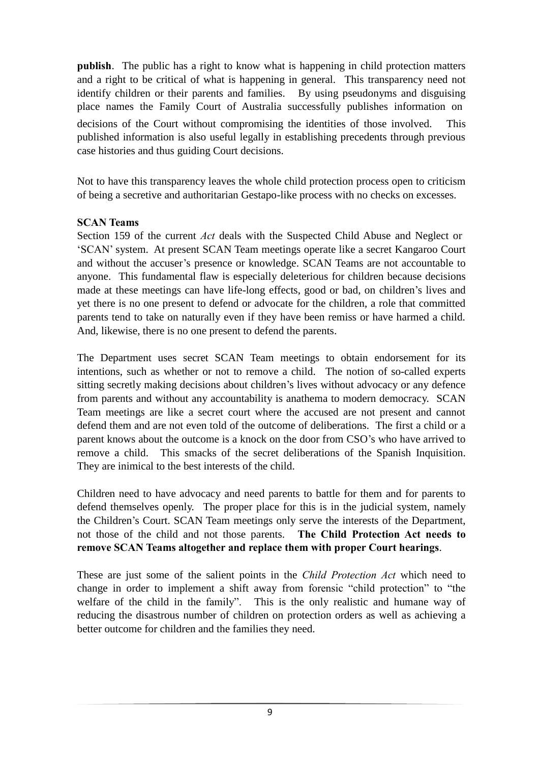**publish**. The public has a right to know what is happening in child protection matters and a right to be critical of what is happening in general. This transparency need not identify children or their parents and families. By using pseudonyms and disguising place names the Family Court of Australia successfully publishes information on decisions of the Court without compromising the identities of those involved. This published information is also useful legally in establishing precedents through previous case histories and thus guiding Court decisions.

Not to have this transparency leaves the whole child protection process open to criticism of being a secretive and authoritarian Gestapo-like process with no checks on excesses.

**SCAN Teams**

Section 159 of the current *Act* deals with the Suspected Child Abuse and Neglect or 'SCAN' system. At present SCAN Team meetings operate like a secret Kangaroo Court and without the accuser's presence or knowledge. SCAN Teams are not accountable to anyone. This fundamental flaw is especially deleterious for children because decisions made at these meetings can have life-long effects, good or bad, on children's lives and yet there is no one present to defend or advocate for the children, a role that committed parents tend to take on naturally even if they have been remiss or have harmed a child. And, likewise, there is no one present to defend the parents.

The Department uses secret SCAN Team meetings to obtain endorsement for its intentions, such as whether or not to remove a child. The notion of so-called experts sitting secretly making decisions about children's lives without advocacy or any defence from parents and without any accountability is anathema to modern democracy. SCAN Team meetings are like a secret court where the accused are not present and cannot defend them and are not even told of the outcome of deliberations. The first a child or a parent knows about the outcome is a knock on the door from CSO's who have arrived to remove a child. This smacks of the secret deliberations of the Spanish Inquisition. They are inimical to the best interests of the child.

Children need to have advocacy and need parents to battle for them and for parents to defend themselves openly. The proper place for this is in the judicial system, namely the Children's Court. SCAN Team meetings only serve the interests of the Department, not those of the child and not those parents. **The Child Protection Act needs to remove SCAN Teams altogether and replace them with proper Court hearings**.

These are just some of the salient points in the *Child Protection Act* which need to change in order to implement a shift away from forensic "child protection" to "the welfare of the child in the family". This is the only realistic and humane way of reducing the disastrous number of children on protection orders as well as achieving a better outcome for children and the families they need.